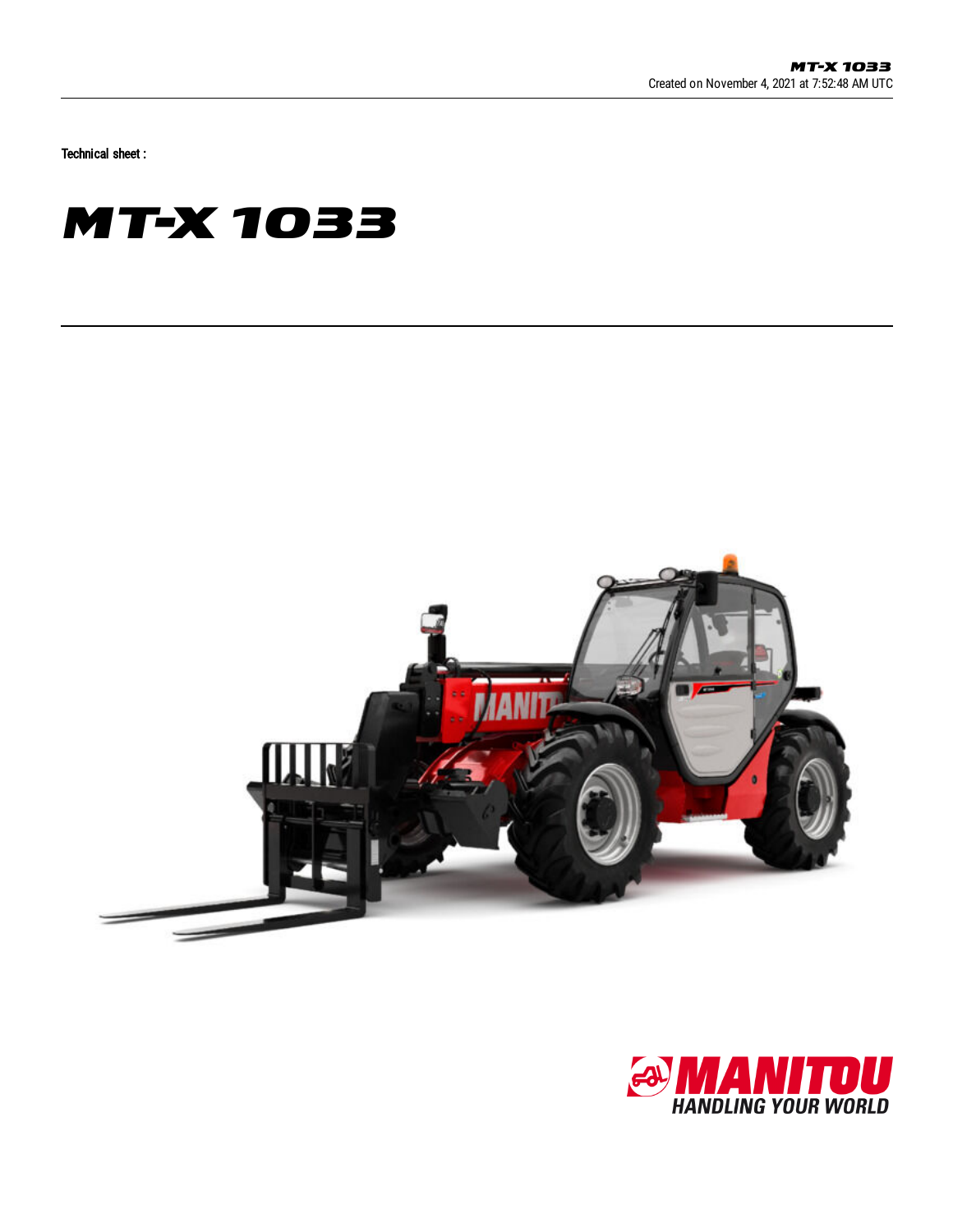Technical sheet :

# MT-X 1033

MANITOU

HANDLING YOUR WORLD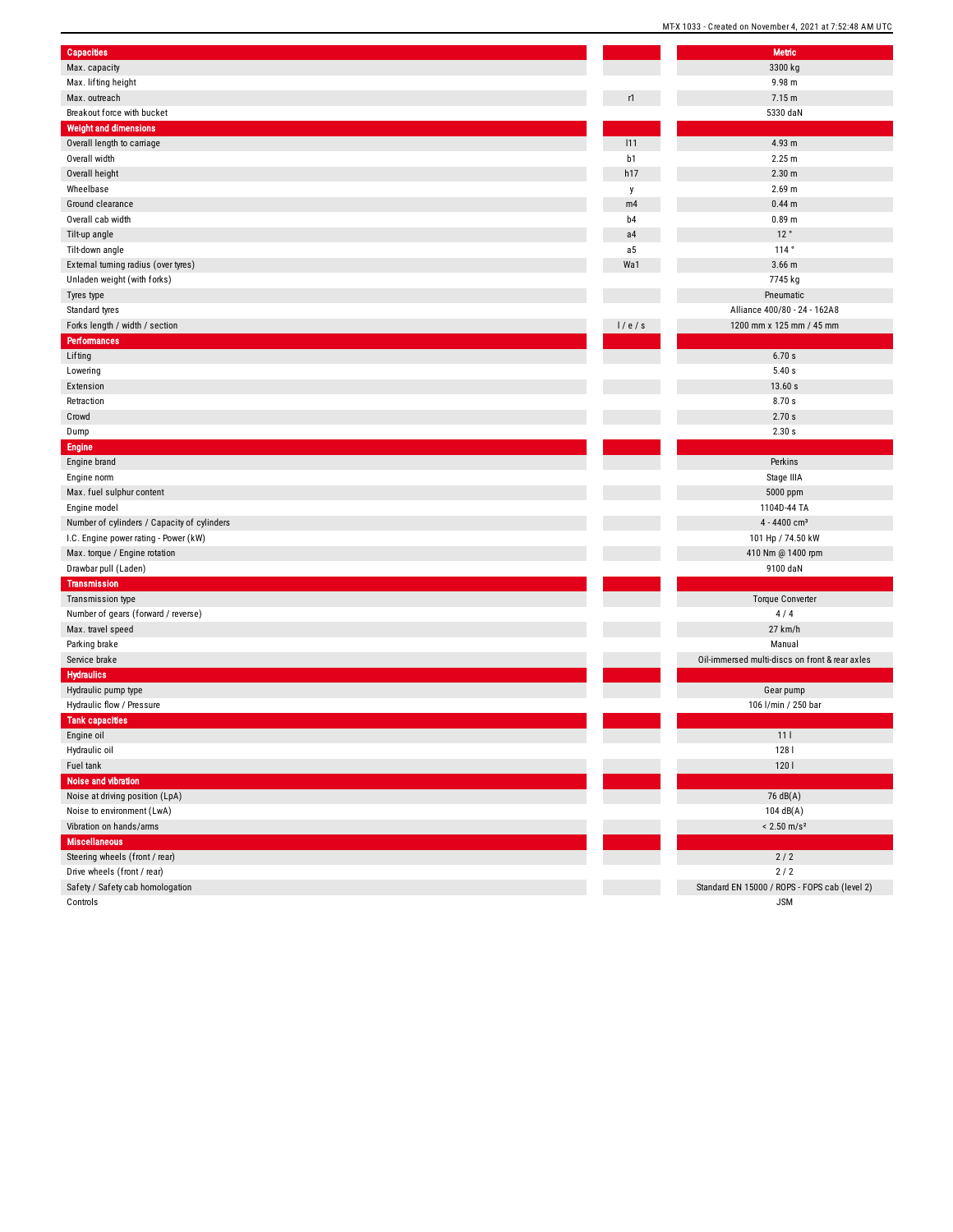| Capacities | | Metric |
|---|---|---|
| Max. capacity | | 3300 kg |
| Max. lifting height | | 9.98 m |
| Max. outreach | r1 | 7.15 m |
| Breakout force with bucket | | 5330 daN |
| **Weight and dimensions** | | |
| Overall length to carriage | l11 | 4.93 m |
| Overall width | b1 | 2.25 m |
| Overall height | h17 | 2.30 m |
| Wheelbase | y | 2.69 m |
| Ground clearance | m4 | 0.44 m |
| Overall cab width | b4 | 0.89 m |
| Tilt-up angle | a4 | 12 ° |
| Tilt-down angle | a5 | 114 ° |
| External turning radius (over tyres) | Wa1 | 3.66 m |
| Unladen weight (with forks) | | 7745 kg |
| Tyres type | | Pneumatic |
| Standard tyres | | Alliance 400/80 - 24 - 162A8 |
| Forks length / width / section | l / e / s | 1200 mm x 125 mm / 45 mm |
| **Performances** | | |
| Lifting | | 6.70 s |
| Lowering | | 5.40 s |
| Extension | | 13.60 s |
| Retraction | | 8.70 s |
| Crowd | | 2.70 s |
| Dump | | 2.30 s |
| **Engine** | | |
| Engine brand | | Perkins |
| Engine norm | | Stage IIIA |
| Max. fuel sulphur content | | 5000 ppm |
| Engine model | | 1104D-44 TA |
| Number of cylinders / Capacity of cylinders | | 4 - 4400 cm³ |
| I.C. Engine power rating - Power (kW) | | 101 Hp / 74.50 kW |
| Max. torque / Engine rotation | | 410 Nm @ 1400 rpm |
| Drawbar pull (Laden) | | 9100 daN |
| **Transmission** | | |
| Transmission type | | Torque Converter |
| Number of gears (forward / reverse) | | 4 / 4 |
| Max. travel speed | | 27 km/h |
| Parking brake | | Manual |
| Service brake | | Oil-immersed multi-discs on front & rear axles |
| **Hydraulics** | | |
| Hydraulic pump type | | Gear pump |
| Hydraulic flow / Pressure | | 106 l/min / 250 bar |
| **Tank capacities** | | |
| Engine oil | | 11 l |
| Hydraulic oil | | 128 l |
| Fuel tank | | 120 l |
| **Noise and vibration** | | |
| Noise at driving position (LpA) | | 76 dB(A) |
| Noise to environment (LwA) | | 104 dB(A) |
| Vibration on hands/arms | | < 2.50 m/s² |
| **Miscellaneous** | | |
| Steering wheels (front / rear) | | 2 / 2 |
| Drive wheels (front / rear) | | 2 / 2 |
| Safety / Safety cab homologation | | Standard EN 15000 / ROPS - FOPS cab (level 2) |
| Controls | | JSM |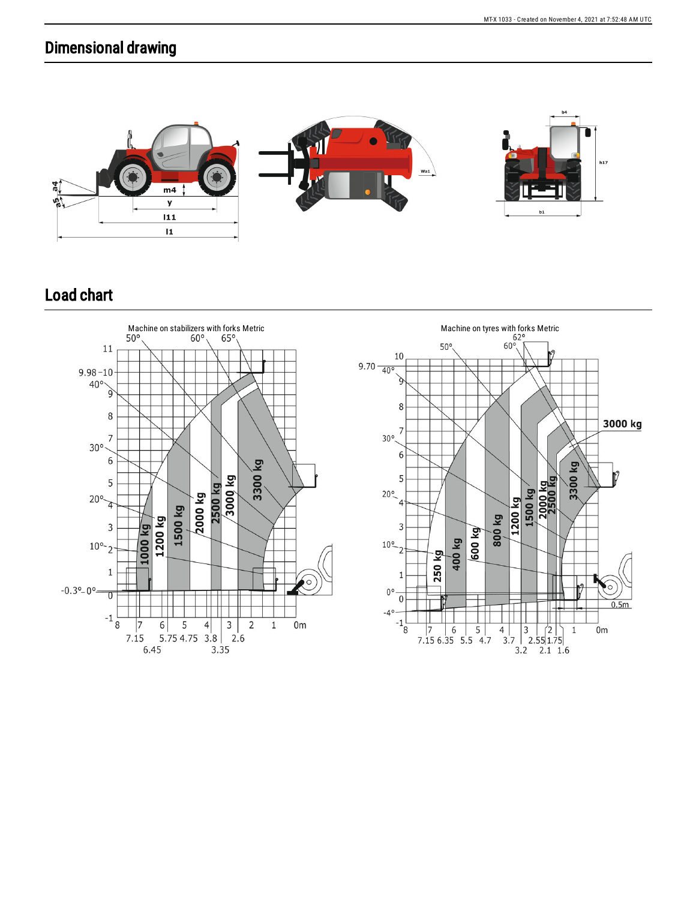## Dimensional drawing

a4

a5

m4

y

l11

l1

Wa1

b4

h17

b1

## Load chart

Machine on stabilizers with forks Metric

50° 60° 65°

11

9.98 –10

40°

9

8

7

30°

6

5

20°

4

3

10°

2

1

-0.3°– 0°

0

-1

1000 kg 1200 kg 1500 kg 2000 kg 2500 kg 3000 kg 3300 kg

8 7 6 5 4 3 2 1 0m

7.15 5.75 4.75 3.8 2.6

6.45 3.35

Machine on tyres with forks Metric

62°

50° 60°

10

9.70 40°

9

8

7

30°

6

5

20°

4

3

10°

2

1

0°

0

-4°

-1

250 kg 400 kg 600 kg 800 kg 1200 kg 1500 kg 2000 kg 2500 kg 3300 kg

**3000 kg**

0.5m

8 7 6 5 4 3 2 1 0m

7.15 6.35 5.5 4.7 3.7 2.55 1.75

3.2 2.1 1.6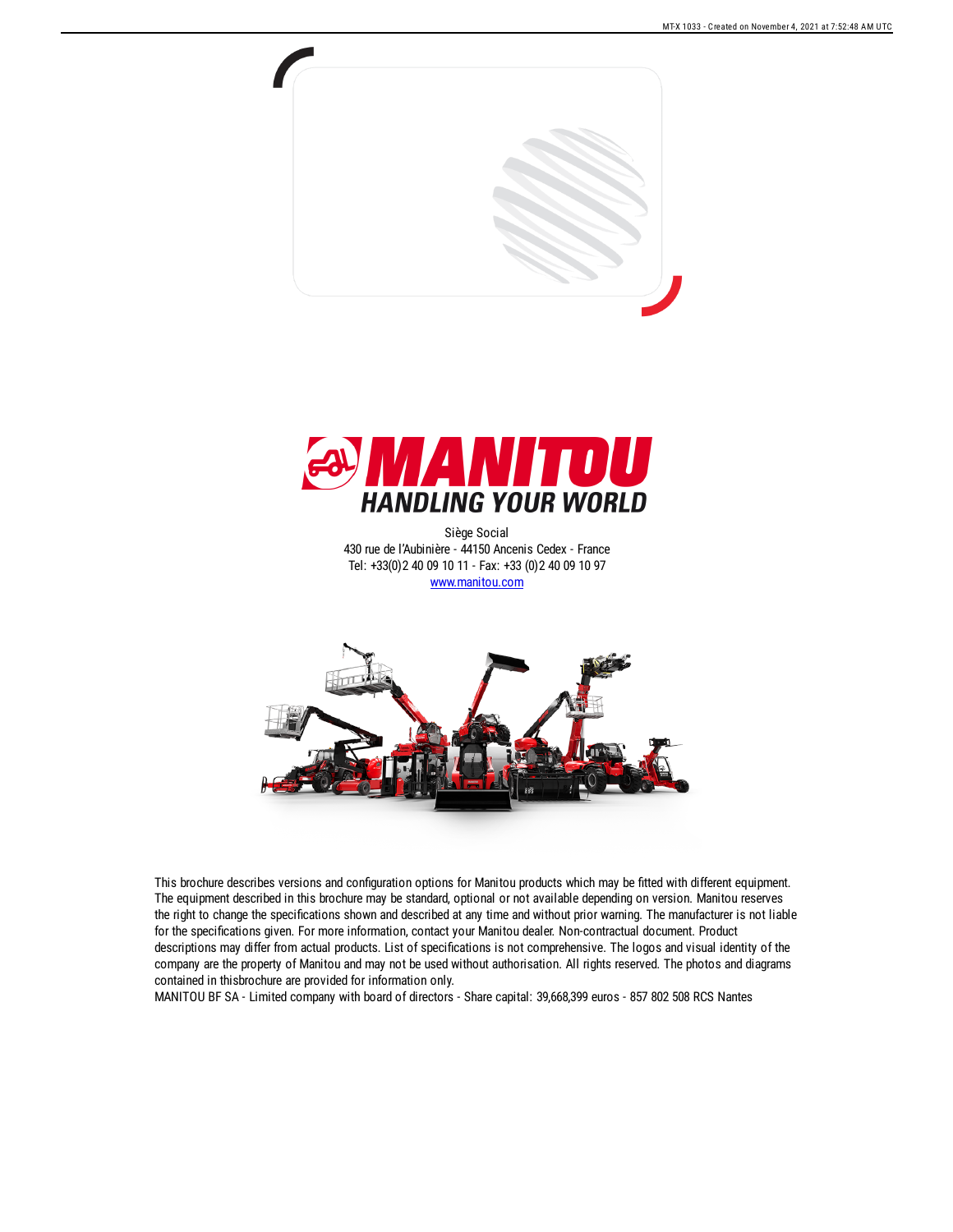MANITOU

HANDLING YOUR WORLD

Siège Social
430 rue de l'Aubinière - 44150 Ancenis Cedex - France
Tel: +33(0)2 40 09 10 11 - Fax: +33 (0)2 40 09 10 97
www.manitou.com

This brochure describes versions and configuration options for Manitou products which may be fitted with different equipment. The equipment described in this brochure may be standard, optional or not available depending on version. Manitou reserves the right to change the specifications shown and described at any time and without prior warning. The manufacturer is not liable for the specifications given. For more information, contact your Manitou dealer. Non-contractual document. Product descriptions may differ from actual products. List of specifications is not comprehensive. The logos and visual identity of the company are the property of Manitou and may not be used without authorisation. All rights reserved. The photos and diagrams contained in thisbrochure are provided for information only.
MANITOU BF SA - Limited company with board of directors - Share capital: 39,668,399 euros - 857 802 508 RCS Nantes